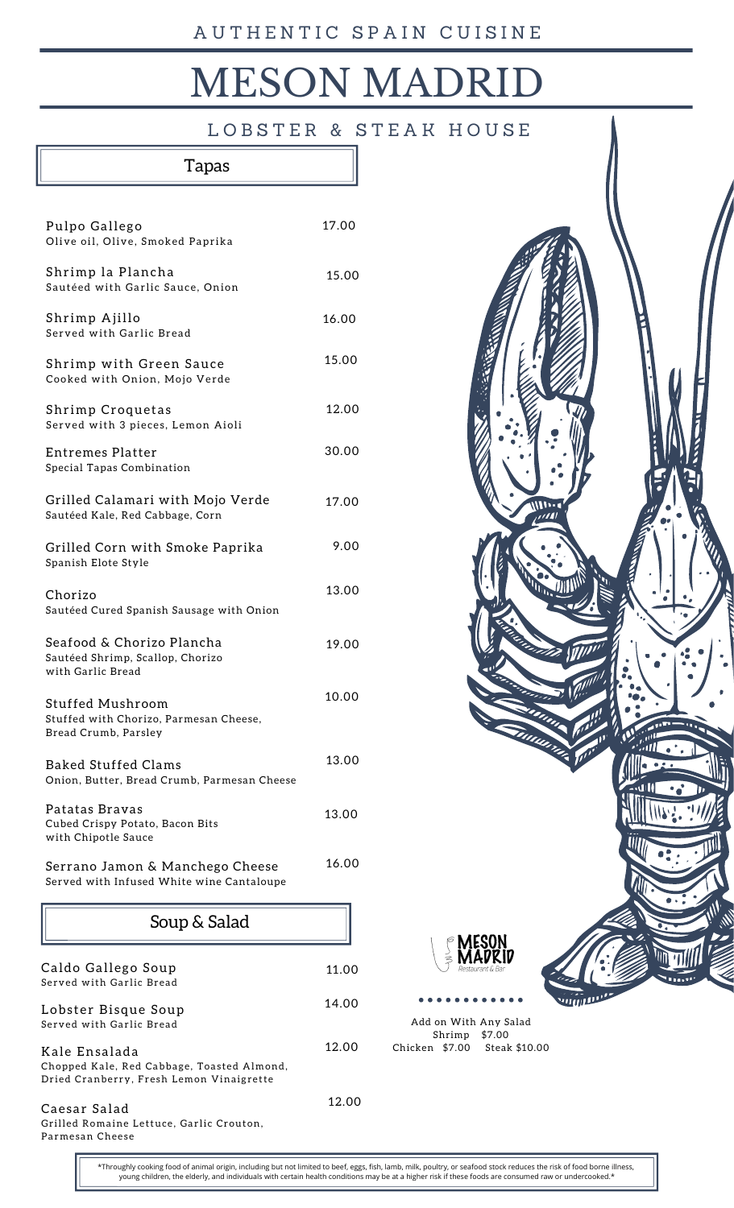AUTHENTIC SPAIN CUISINE

# MESON MADRID

LOBSTER & STEAK HOUSE

## Tapas

| Item | Price |
| --- | --- |
| Pulpo Gallego<br>Olive oil, Olive, Smoked Paprika | 17.00 |
| Shrimp la Plancha<br>Sautéed with Garlic Sauce, Onion | 15.00 |
| Shrimp Ajillo<br>Served with Garlic Bread | 16.00 |
| Shrimp with Green Sauce<br>Cooked with Onion, Mojo Verde | 15.00 |
| Shrimp Croquetas<br>Served with 3 pieces, Lemon Aioli | 12.00 |
| Entremes Platter<br>Special Tapas Combination | 30.00 |
| Grilled Calamari with Mojo Verde<br>Sautéed Kale, Red Cabbage, Corn | 17.00 |
| Grilled Corn with Smoke Paprika<br>Spanish Elote Style | 9.00 |
| Chorizo<br>Sautéed Cured Spanish Sausage with Onion | 13.00 |
| Seafood & Chorizo Plancha<br>Sautéed Shrimp, Scallop, Chorizo with Garlic Bread | 19.00 |
| Stuffed Mushroom<br>Stuffed with Chorizo, Parmesan Cheese, Bread Crumb, Parsley | 10.00 |
| Baked Stuffed Clams<br>Onion, Butter, Bread Crumb, Parmesan Cheese | 13.00 |
| Patatas Bravas<br>Cubed Crispy Potato, Bacon Bits with Chipotle Sauce | 13.00 |
| Serrano Jamon & Manchego Cheese<br>Served with Infused White wine Cantaloupe | 16.00 |

## Soup & Salad

| Item | Price |
| --- | --- |
| Caldo Gallego Soup<br>Served with Garlic Bread | 11.00 |
| Lobster Bisque Soup<br>Served with Garlic Bread | 14.00 |
| Kale Ensalada<br>Chopped Kale, Red Cabbage, Toasted Almond, Dried Cranberry, Fresh Lemon Vinaigrette | 12.00 |
| Caesar Salad<br>Grilled Romaine Lettuce, Garlic Crouton, Parmesan Cheese | 12.00 |

MESON MADRID
Restaurant & Bar

Add on With Any Salad
Shrimp $7.00
Chicken $7.00 Steak $10.00

*Throughly cooking food of animal origin, including but not limited to beef, eggs, fish, lamb, milk, poultry, or seafood stock reduces the risk of food borne illness, young children, the elderly, and individuals with certain health conditions may be at a higher risk if these foods are consumed raw or undercooked.*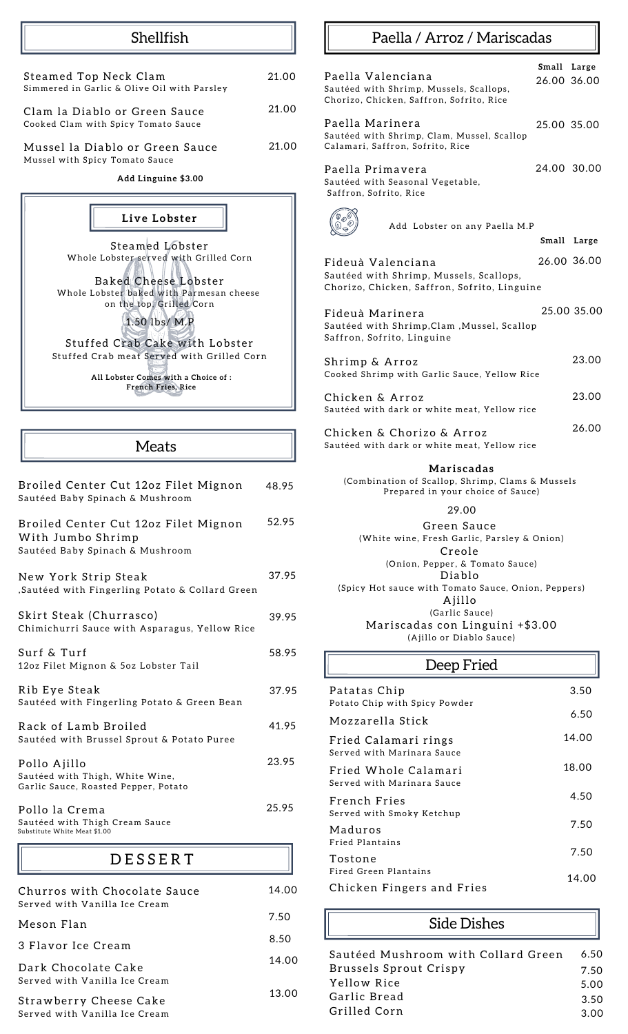## Shellfish

| | |
|---|---|
| Steamed Top Neck Clam<br>Simmered in Garlic & Olive Oil with Parsley | 21.00 |
| Clam la Diablo or Green Sauce<br>Cooked Clam with Spicy Tomato Sauce | 21.00 |
| Mussel la Diablo or Green Sauce<br>Mussel with Spicy Tomato Sauce | 21.00 |

**Add Linguine $3.00**

### Live Lobster

Steamed Lobster
Whole Lobster served with Grilled Corn

Baked Cheese Lobster
Whole Lobster baked with Parmesan cheese on the top, Grilled Corn

1.50 lbs/ M.P

Stuffed Crab Cake with Lobster
Stuffed Crab meat Served with Grilled Corn

**All Lobster Comes with a Choice of : French Fries, Rice**

## Meats

| | |
|---|---|
| Broiled Center Cut 12oz Filet Mignon<br>Sautéed Baby Spinach & Mushroom | 48.95 |
| Broiled Center Cut 12oz Filet Mignon With Jumbo Shrimp<br>Sautéed Baby Spinach & Mushroom | 52.95 |
| New York Strip Steak<br>,Sautéed with Fingerling Potato & Collard Green | 37.95 |
| Skirt Steak (Churrasco)<br>Chimichurri Sauce with Asparagus, Yellow Rice | 39.95 |
| Surf & Turf<br>12oz Filet Mignon & 5oz Lobster Tail | 58.95 |
| Rib Eye Steak<br>Sautéed with Fingerling Potato & Green Bean | 37.95 |
| Rack of Lamb Broiled<br>Sautéed with Brussel Sprout & Potato Puree | 41.95 |
| Pollo Ajillo<br>Sautéed with Thigh, White Wine, Garlic Sauce, Roasted Pepper, Potato | 23.95 |
| Pollo la Crema<br>Sautéed with Thigh Cream Sauce<br>Substitute White Meat $1.00 | 25.95 |

## DESSERT

| | |
|---|---|
| Churros with Chocolate Sauce<br>Served with Vanilla Ice Cream | 14.00 |
| Meson Flan | 7.50 |
| 3 Flavor Ice Cream | 8.50 |
| Dark Chocolate Cake<br>Served with Vanilla Ice Cream | 14.00 |
| Strawberry Cheese Cake<br>Served with Vanilla Ice Cream | 13.00 |

## Paella / Arroz / Mariscadas

| | Small | Large |
|---|---|---|
| Paella Valenciana<br>Sautéed with Shrimp, Mussels, Scallops, Chorizo, Chicken, Saffron, Sofrito, Rice | 26.00 | 36.00 |
| Paella Marinera<br>Sautéed with Shrimp, Clam, Mussel, Scallop Calamari, Saffron, Sofrito, Rice | 25.00 | 35.00 |
| Paella Primavera<br>Sautéed with Seasonal Vegetable, Saffron, Sofrito, Rice | 24.00 | 30.00 |

Add Lobster on any Paella M.P

| | Small | Large |
|---|---|---|
| Fideuà Valenciana<br>Sautéed with Shrimp, Mussels, Scallops, Chorizo, Chicken, Saffron, Sofrito, Linguine | 26.00 | 36.00 |
| Fideuà Marinera<br>Sautéed with Shrimp,Clam ,Mussel, Scallop Saffron, Sofrito, Linguine | 25.00 | 35.00 |

| | |
|---|---|
| Shrimp & Arroz<br>Cooked Shrimp with Garlic Sauce, Yellow Rice | 23.00 |
| Chicken & Arroz<br>Sautéed with dark or white meat, Yellow rice | 23.00 |
| Chicken & Chorizo & Arroz<br>Sautéed with dark or white meat, Yellow rice | 26.00 |

### Mariscadas

(Combination of Scallop, Shrimp, Clams & Mussels Prepared in your choice of Sauce)

29.00

Green Sauce
(White wine, Fresh Garlic, Parsley & Onion)

Creole
(Onion, Pepper, & Tomato Sauce)

Diablo
(Spicy Hot sauce with Tomato Sauce, Onion, Peppers)

Ajillo
(Garlic Sauce)

Mariscadas con Linguini +$3.00
(Ajillo or Diablo Sauce)

## Deep Fried

| | |
|---|---|
| Patatas Chip<br>Potato Chip with Spicy Powder | 3.50 |
| Mozzarella Stick | 6.50 |
| Fried Calamari rings<br>Served with Marinara Sauce | 14.00 |
| Fried Whole Calamari<br>Served with Marinara Sauce | 18.00 |
| French Fries<br>Served with Smoky Ketchup | 4.50 |
| Maduros<br>Fried Plantains | 7.50 |
| Tostone<br>Fired Green Plantains | 7.50 |
| Chicken Fingers and Fries | 14.00 |

## Side Dishes

| | |
|---|---|
| Sautéed Mushroom with Collard Green | 6.50 |
| Brussels Sprout Crispy | 7.50 |
| Yellow Rice | 5.00 |
| Garlic Bread | 3.50 |
| Grilled Corn | 3.00 |